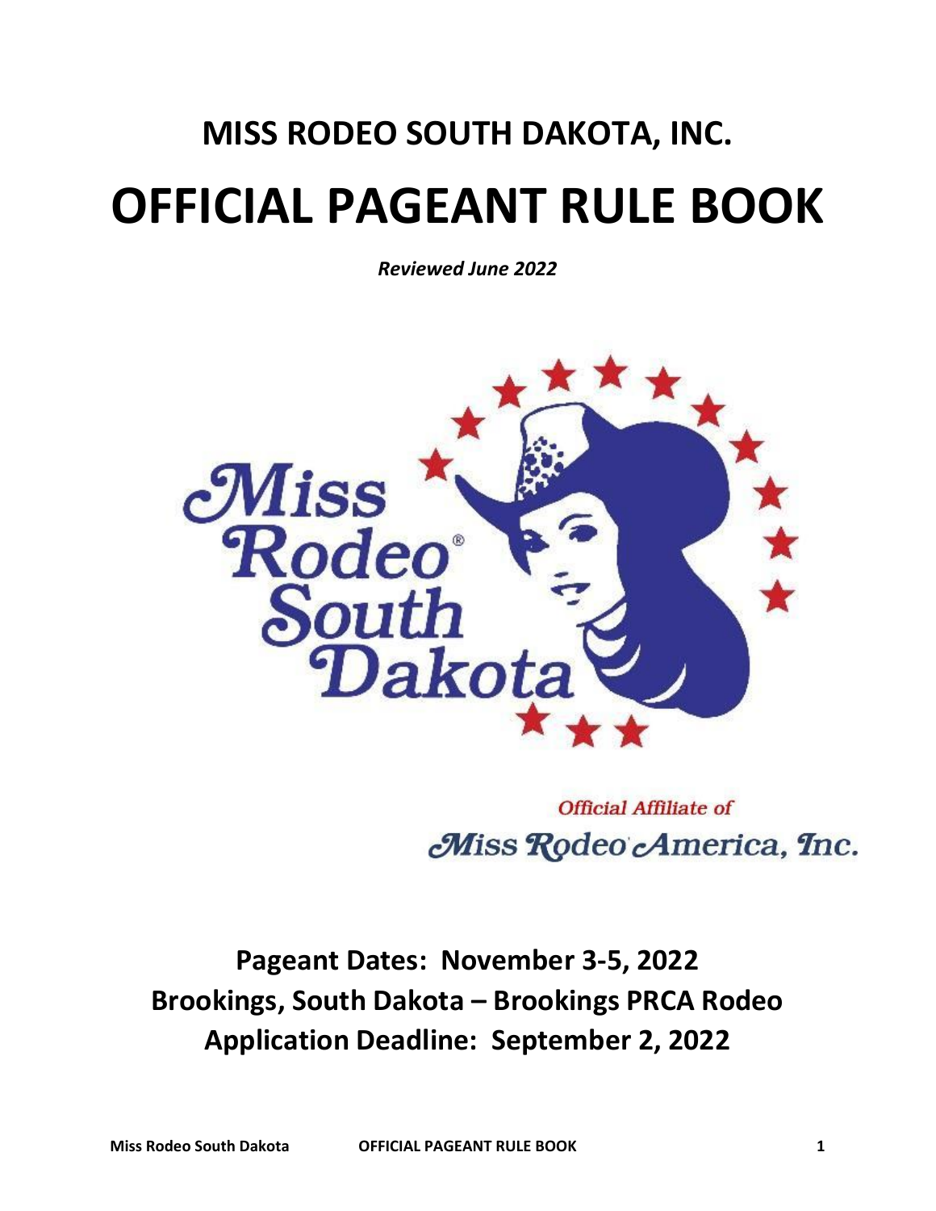# MISS RODEO SOUTH DAKOTA, INC.

# OFFICIAL PAGEANT RULE BOOK

***Reviewed June 2022***

**Pageant Dates: November 3-5, 2022**

**Brookings, South Dakota – Brookings PRCA Rodeo**

**Application Deadline: September 2, 2022**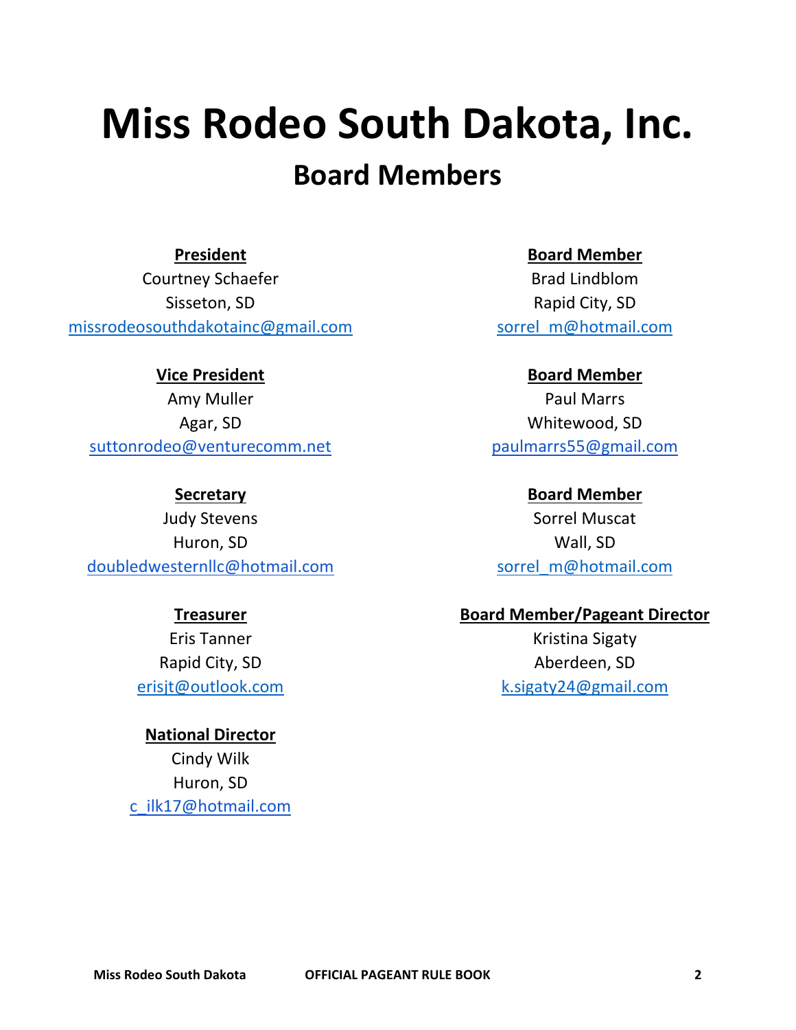# Miss Rodeo South Dakota, Inc.

## Board Members

**President**
Courtney Schaefer
Sisseton, SD
missrodeosouthdakotainc@gmail.com

**Vice President**
Amy Muller
Agar, SD
suttonrodeo@venturecomm.net

**Secretary**
Judy Stevens
Huron, SD
doubledwesternllc@hotmail.com

**Treasurer**
Eris Tanner
Rapid City, SD
erisjt@outlook.com

**National Director**
Cindy Wilk
Huron, SD
c_ilk17@hotmail.com

**Board Member**
Brad Lindblom
Rapid City, SD
sorrel_m@hotmail.com

**Board Member**
Paul Marrs
Whitewood, SD
paulmarrs55@gmail.com

**Board Member**
Sorrel Muscat
Wall, SD
sorrel_m@hotmail.com

**Board Member/Pageant Director**
Kristina Sigaty
Aberdeen, SD
k.sigaty24@gmail.com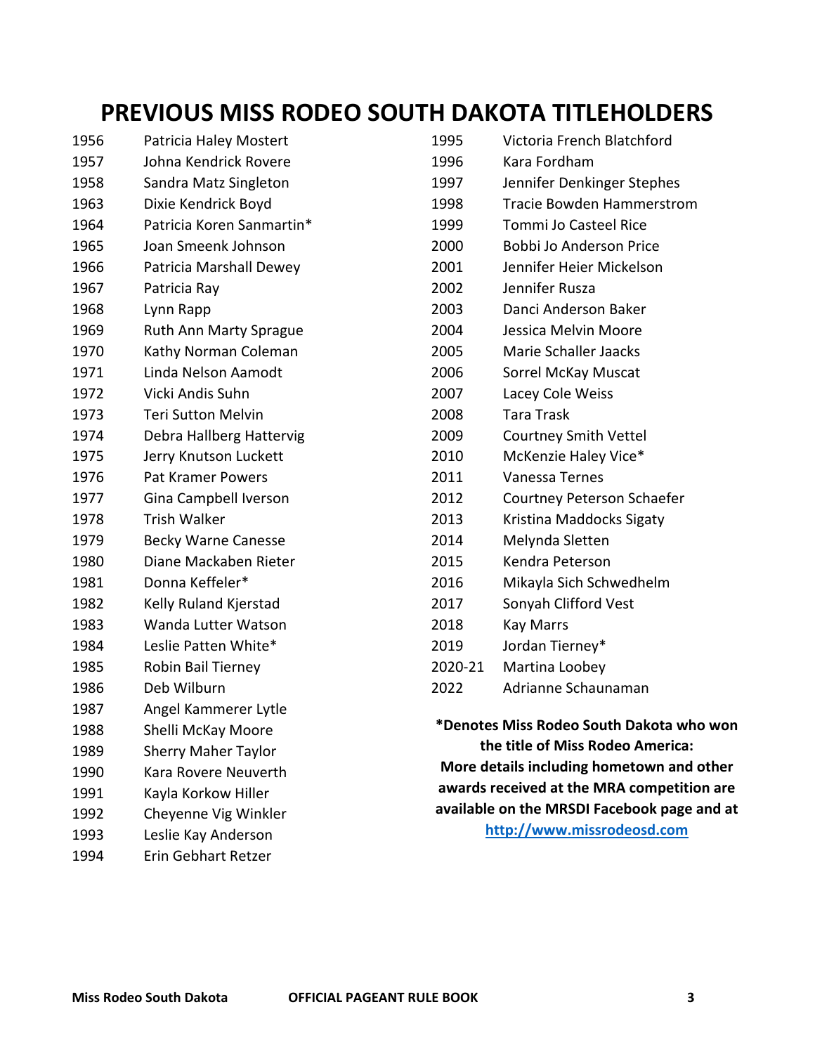# PREVIOUS MISS RODEO SOUTH DAKOTA TITLEHOLDERS

| Year | Titleholder |
|---|---|
| 1956 | Patricia Haley Mostert |
| 1957 | Johna Kendrick Rovere |
| 1958 | Sandra Matz Singleton |
| 1963 | Dixie Kendrick Boyd |
| 1964 | Patricia Koren Sanmartin* |
| 1965 | Joan Smeenk Johnson |
| 1966 | Patricia Marshall Dewey |
| 1967 | Patricia Ray |
| 1968 | Lynn Rapp |
| 1969 | Ruth Ann Marty Sprague |
| 1970 | Kathy Norman Coleman |
| 1971 | Linda Nelson Aamodt |
| 1972 | Vicki Andis Suhn |
| 1973 | Teri Sutton Melvin |
| 1974 | Debra Hallberg Hattervig |
| 1975 | Jerry Knutson Luckett |
| 1976 | Pat Kramer Powers |
| 1977 | Gina Campbell Iverson |
| 1978 | Trish Walker |
| 1979 | Becky Warne Canesse |
| 1980 | Diane Mackaben Rieter |
| 1981 | Donna Keffeler* |
| 1982 | Kelly Ruland Kjerstad |
| 1983 | Wanda Lutter Watson |
| 1984 | Leslie Patten White* |
| 1985 | Robin Bail Tierney |
| 1986 | Deb Wilburn |
| 1987 | Angel Kammerer Lytle |
| 1988 | Shelli McKay Moore |
| 1989 | Sherry Maher Taylor |
| 1990 | Kara Rovere Neuverth |
| 1991 | Kayla Korkow Hiller |
| 1992 | Cheyenne Vig Winkler |
| 1993 | Leslie Kay Anderson |
| 1994 | Erin Gebhart Retzer |
| 1995 | Victoria French Blatchford |
| 1996 | Kara Fordham |
| 1997 | Jennifer Denkinger Stephes |
| 1998 | Tracie Bowden Hammerstrom |
| 1999 | Tommi Jo Casteel Rice |
| 2000 | Bobbi Jo Anderson Price |
| 2001 | Jennifer Heier Mickelson |
| 2002 | Jennifer Rusza |
| 2003 | Danci Anderson Baker |
| 2004 | Jessica Melvin Moore |
| 2005 | Marie Schaller Jaacks |
| 2006 | Sorrel McKay Muscat |
| 2007 | Lacey Cole Weiss |
| 2008 | Tara Trask |
| 2009 | Courtney Smith Vettel |
| 2010 | McKenzie Haley Vice* |
| 2011 | Vanessa Ternes |
| 2012 | Courtney Peterson Schaefer |
| 2013 | Kristina Maddocks Sigaty |
| 2014 | Melynda Sletten |
| 2015 | Kendra Peterson |
| 2016 | Mikayla Sich Schwedhelm |
| 2017 | Sonyah Clifford Vest |
| 2018 | Kay Marrs |
| 2019 | Jordan Tierney* |
| 2020-21 | Martina Loobey |
| 2022 | Adrianne Schaunaman |

**\*Denotes Miss Rodeo South Dakota who won the title of Miss Rodeo America: More details including hometown and other awards received at the MRA competition are available on the MRSDI Facebook page and at [http://www.missrodeosd.com](http://www.missrodeosd.com)**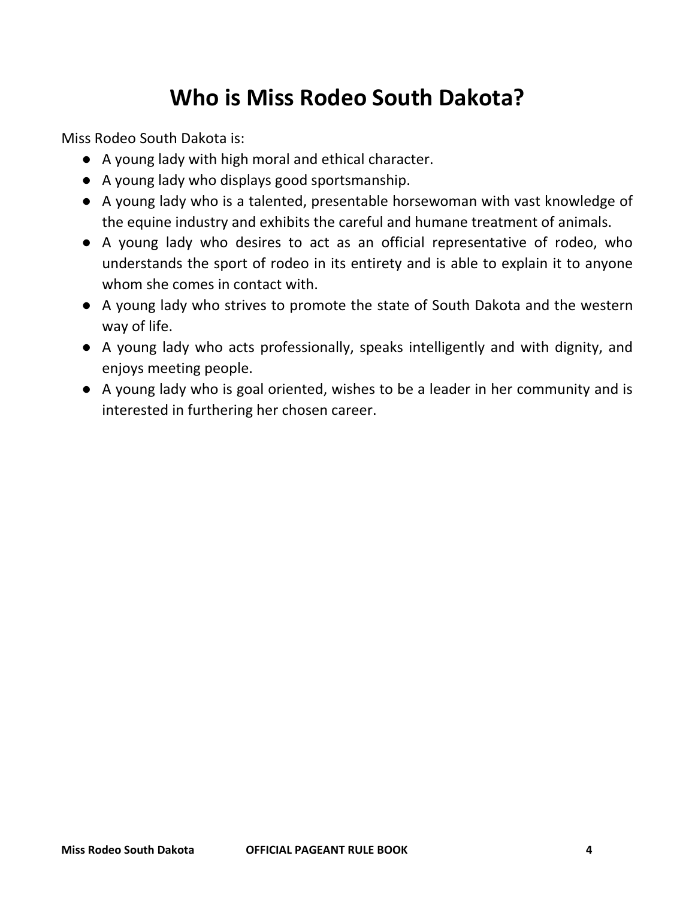# Who is Miss Rodeo South Dakota?

Miss Rodeo South Dakota is:

- A young lady with high moral and ethical character.
- A young lady who displays good sportsmanship.
- A young lady who is a talented, presentable horsewoman with vast knowledge of the equine industry and exhibits the careful and humane treatment of animals.
- A young lady who desires to act as an official representative of rodeo, who understands the sport of rodeo in its entirety and is able to explain it to anyone whom she comes in contact with.
- A young lady who strives to promote the state of South Dakota and the western way of life.
- A young lady who acts professionally, speaks intelligently and with dignity, and enjoys meeting people.
- A young lady who is goal oriented, wishes to be a leader in her community and is interested in furthering her chosen career.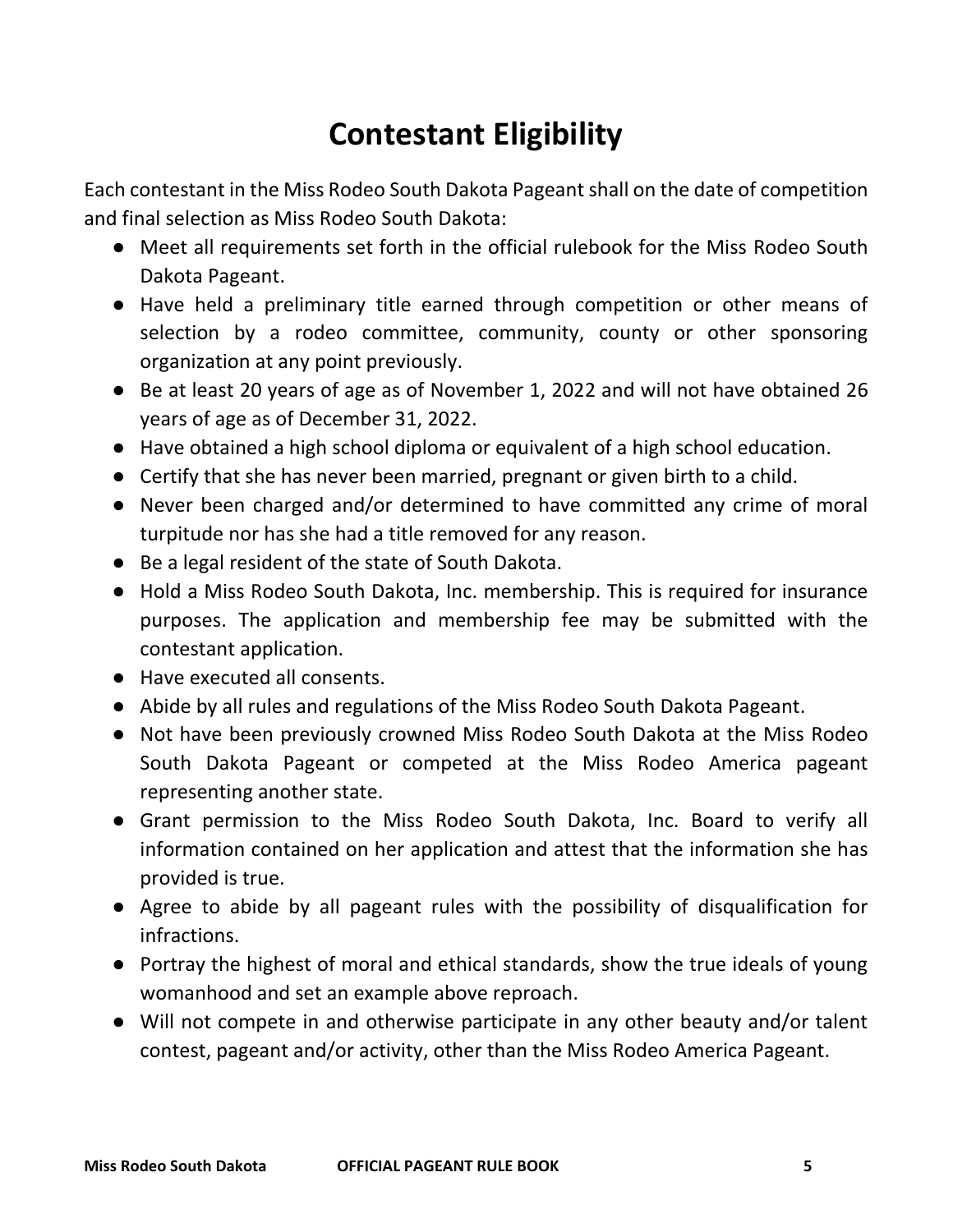# Contestant Eligibility

Each contestant in the Miss Rodeo South Dakota Pageant shall on the date of competition and final selection as Miss Rodeo South Dakota:

- Meet all requirements set forth in the official rulebook for the Miss Rodeo South Dakota Pageant.
- Have held a preliminary title earned through competition or other means of selection by a rodeo committee, community, county or other sponsoring organization at any point previously.
- Be at least 20 years of age as of November 1, 2022 and will not have obtained 26 years of age as of December 31, 2022.
- Have obtained a high school diploma or equivalent of a high school education.
- Certify that she has never been married, pregnant or given birth to a child.
- Never been charged and/or determined to have committed any crime of moral turpitude nor has she had a title removed for any reason.
- Be a legal resident of the state of South Dakota.
- Hold a Miss Rodeo South Dakota, Inc. membership. This is required for insurance purposes. The application and membership fee may be submitted with the contestant application.
- Have executed all consents.
- Abide by all rules and regulations of the Miss Rodeo South Dakota Pageant.
- Not have been previously crowned Miss Rodeo South Dakota at the Miss Rodeo South Dakota Pageant or competed at the Miss Rodeo America pageant representing another state.
- Grant permission to the Miss Rodeo South Dakota, Inc. Board to verify all information contained on her application and attest that the information she has provided is true.
- Agree to abide by all pageant rules with the possibility of disqualification for infractions.
- Portray the highest of moral and ethical standards, show the true ideals of young womanhood and set an example above reproach.
- Will not compete in and otherwise participate in any other beauty and/or talent contest, pageant and/or activity, other than the Miss Rodeo America Pageant.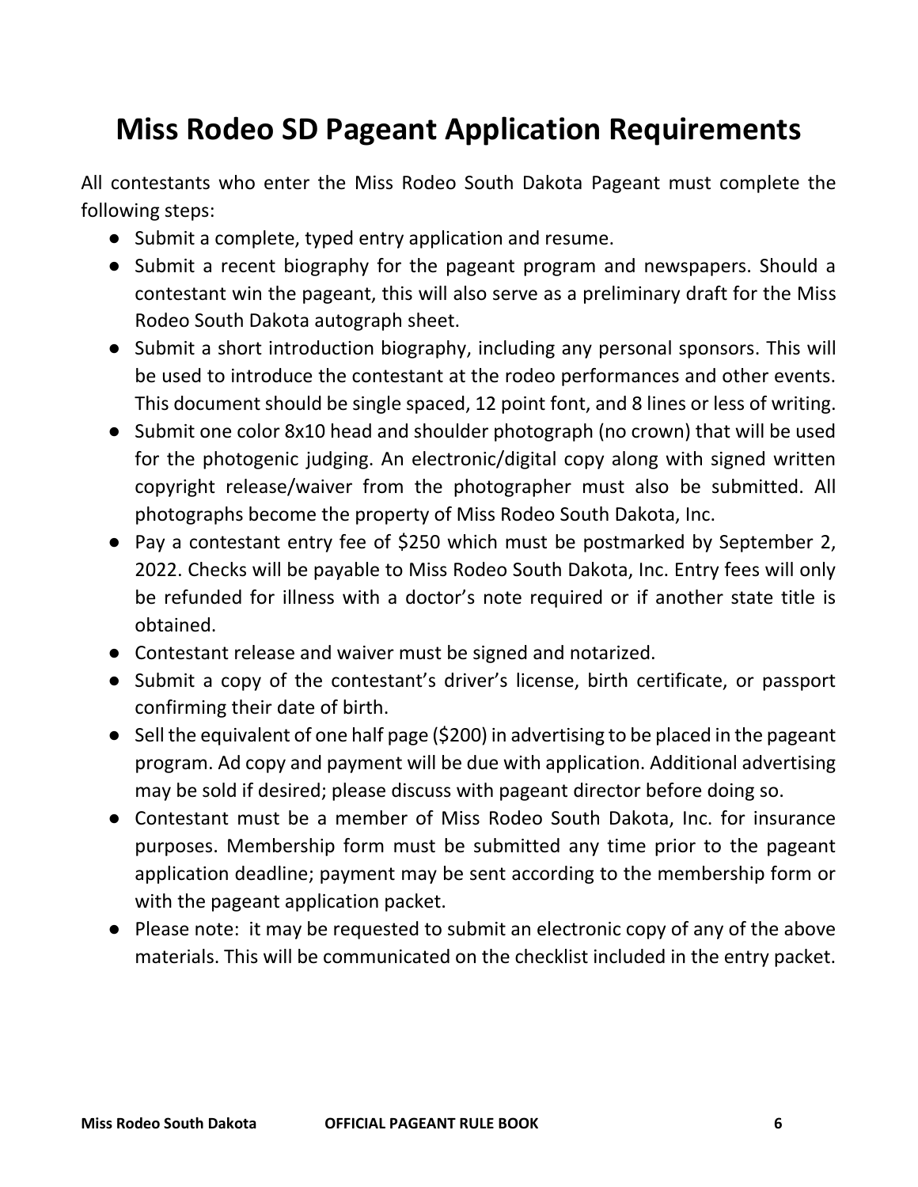# Miss Rodeo SD Pageant Application Requirements

All contestants who enter the Miss Rodeo South Dakota Pageant must complete the following steps:

- Submit a complete, typed entry application and resume.
- Submit a recent biography for the pageant program and newspapers. Should a contestant win the pageant, this will also serve as a preliminary draft for the Miss Rodeo South Dakota autograph sheet.
- Submit a short introduction biography, including any personal sponsors. This will be used to introduce the contestant at the rodeo performances and other events. This document should be single spaced, 12 point font, and 8 lines or less of writing.
- Submit one color 8x10 head and shoulder photograph (no crown) that will be used for the photogenic judging. An electronic/digital copy along with signed written copyright release/waiver from the photographer must also be submitted. All photographs become the property of Miss Rodeo South Dakota, Inc.
- Pay a contestant entry fee of $250 which must be postmarked by September 2, 2022. Checks will be payable to Miss Rodeo South Dakota, Inc. Entry fees will only be refunded for illness with a doctor's note required or if another state title is obtained.
- Contestant release and waiver must be signed and notarized.
- Submit a copy of the contestant's driver's license, birth certificate, or passport confirming their date of birth.
- Sell the equivalent of one half page ($200) in advertising to be placed in the pageant program. Ad copy and payment will be due with application. Additional advertising may be sold if desired; please discuss with pageant director before doing so.
- Contestant must be a member of Miss Rodeo South Dakota, Inc. for insurance purposes. Membership form must be submitted any time prior to the pageant application deadline; payment may be sent according to the membership form or with the pageant application packet.
- Please note: it may be requested to submit an electronic copy of any of the above materials. This will be communicated on the checklist included in the entry packet.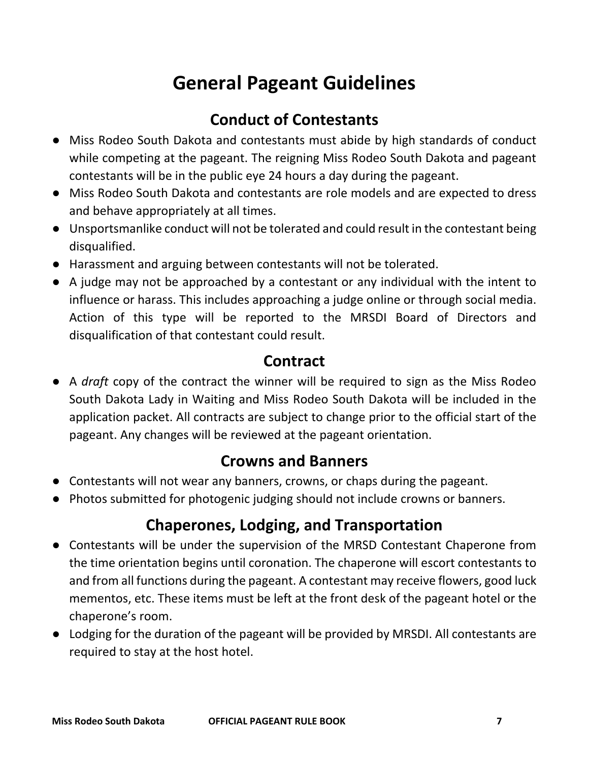# General Pageant Guidelines

## Conduct of Contestants

- Miss Rodeo South Dakota and contestants must abide by high standards of conduct while competing at the pageant. The reigning Miss Rodeo South Dakota and pageant contestants will be in the public eye 24 hours a day during the pageant.
- Miss Rodeo South Dakota and contestants are role models and are expected to dress and behave appropriately at all times.
- Unsportsmanlike conduct will not be tolerated and could result in the contestant being disqualified.
- Harassment and arguing between contestants will not be tolerated.
- A judge may not be approached by a contestant or any individual with the intent to influence or harass. This includes approaching a judge online or through social media. Action of this type will be reported to the MRSDI Board of Directors and disqualification of that contestant could result.

## Contract

- A *draft* copy of the contract the winner will be required to sign as the Miss Rodeo South Dakota Lady in Waiting and Miss Rodeo South Dakota will be included in the application packet. All contracts are subject to change prior to the official start of the pageant. Any changes will be reviewed at the pageant orientation.

## Crowns and Banners

- Contestants will not wear any banners, crowns, or chaps during the pageant.
- Photos submitted for photogenic judging should not include crowns or banners.

## Chaperones, Lodging, and Transportation

- Contestants will be under the supervision of the MRSD Contestant Chaperone from the time orientation begins until coronation. The chaperone will escort contestants to and from all functions during the pageant. A contestant may receive flowers, good luck mementos, etc. These items must be left at the front desk of the pageant hotel or the chaperone's room.
- Lodging for the duration of the pageant will be provided by MRSDI. All contestants are required to stay at the host hotel.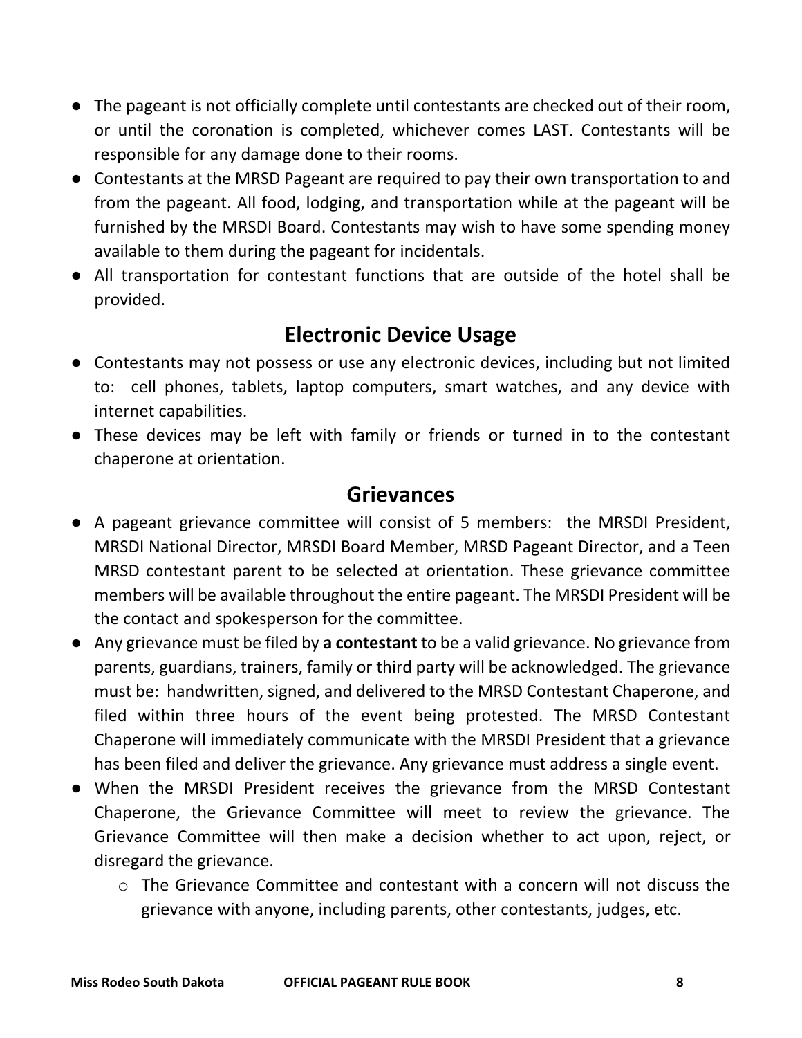- The pageant is not officially complete until contestants are checked out of their room, or until the coronation is completed, whichever comes LAST. Contestants will be responsible for any damage done to their rooms.
- Contestants at the MRSD Pageant are required to pay their own transportation to and from the pageant. All food, lodging, and transportation while at the pageant will be furnished by the MRSDI Board. Contestants may wish to have some spending money available to them during the pageant for incidentals.
- All transportation for contestant functions that are outside of the hotel shall be provided.

## Electronic Device Usage

- Contestants may not possess or use any electronic devices, including but not limited to: cell phones, tablets, laptop computers, smart watches, and any device with internet capabilities.
- These devices may be left with family or friends or turned in to the contestant chaperone at orientation.

## Grievances

- A pageant grievance committee will consist of 5 members: the MRSDI President, MRSDI National Director, MRSDI Board Member, MRSD Pageant Director, and a Teen MRSD contestant parent to be selected at orientation. These grievance committee members will be available throughout the entire pageant. The MRSDI President will be the contact and spokesperson for the committee.
- Any grievance must be filed by **a contestant** to be a valid grievance. No grievance from parents, guardians, trainers, family or third party will be acknowledged. The grievance must be: handwritten, signed, and delivered to the MRSD Contestant Chaperone, and filed within three hours of the event being protested. The MRSD Contestant Chaperone will immediately communicate with the MRSDI President that a grievance has been filed and deliver the grievance. Any grievance must address a single event.
- When the MRSDI President receives the grievance from the MRSD Contestant Chaperone, the Grievance Committee will meet to review the grievance. The Grievance Committee will then make a decision whether to act upon, reject, or disregard the grievance.
  - The Grievance Committee and contestant with a concern will not discuss the grievance with anyone, including parents, other contestants, judges, etc.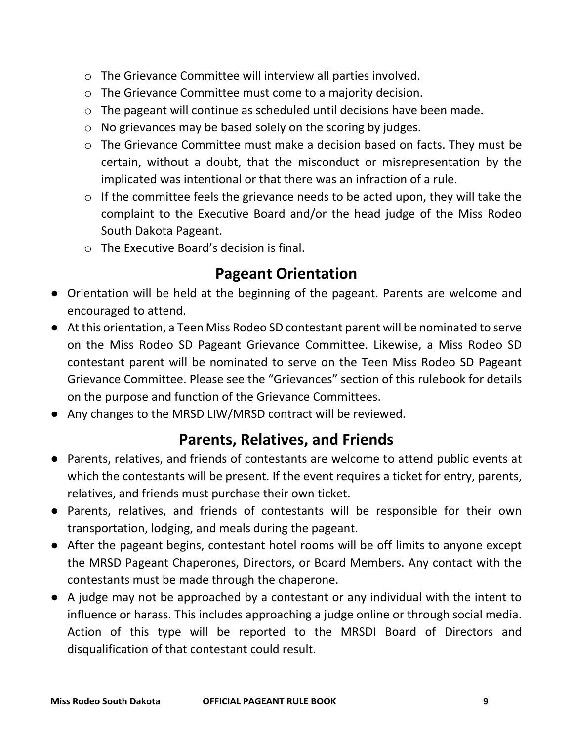- The Grievance Committee will interview all parties involved.
- The Grievance Committee must come to a majority decision.
- The pageant will continue as scheduled until decisions have been made.
- No grievances may be based solely on the scoring by judges.
- The Grievance Committee must make a decision based on facts. They must be certain, without a doubt, that the misconduct or misrepresentation by the implicated was intentional or that there was an infraction of a rule.
- If the committee feels the grievance needs to be acted upon, they will take the complaint to the Executive Board and/or the head judge of the Miss Rodeo South Dakota Pageant.
- The Executive Board's decision is final.

## Pageant Orientation

- Orientation will be held at the beginning of the pageant. Parents are welcome and encouraged to attend.
- At this orientation, a Teen Miss Rodeo SD contestant parent will be nominated to serve on the Miss Rodeo SD Pageant Grievance Committee. Likewise, a Miss Rodeo SD contestant parent will be nominated to serve on the Teen Miss Rodeo SD Pageant Grievance Committee. Please see the "Grievances" section of this rulebook for details on the purpose and function of the Grievance Committees.
- Any changes to the MRSD LIW/MRSD contract will be reviewed.

## Parents, Relatives, and Friends

- Parents, relatives, and friends of contestants are welcome to attend public events at which the contestants will be present. If the event requires a ticket for entry, parents, relatives, and friends must purchase their own ticket.
- Parents, relatives, and friends of contestants will be responsible for their own transportation, lodging, and meals during the pageant.
- After the pageant begins, contestant hotel rooms will be off limits to anyone except the MRSD Pageant Chaperones, Directors, or Board Members. Any contact with the contestants must be made through the chaperone.
- A judge may not be approached by a contestant or any individual with the intent to influence or harass. This includes approaching a judge online or through social media. Action of this type will be reported to the MRSDI Board of Directors and disqualification of that contestant could result.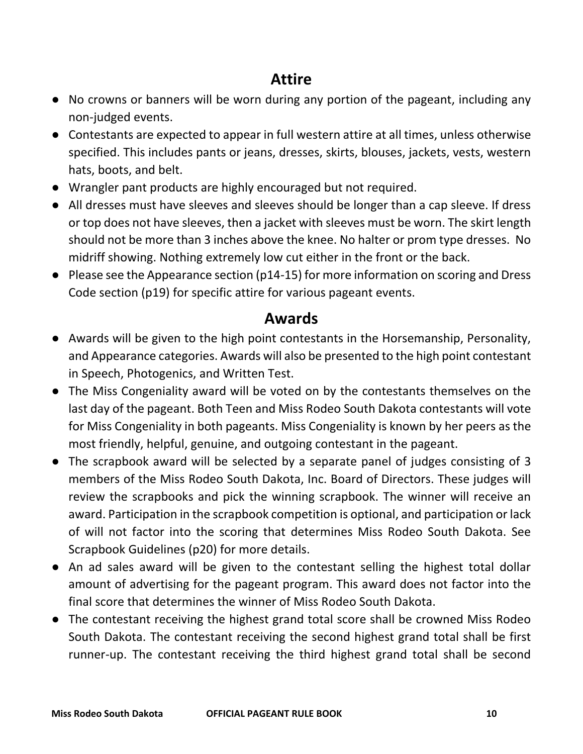## Attire

- No crowns or banners will be worn during any portion of the pageant, including any non-judged events.
- Contestants are expected to appear in full western attire at all times, unless otherwise specified. This includes pants or jeans, dresses, skirts, blouses, jackets, vests, western hats, boots, and belt.
- Wrangler pant products are highly encouraged but not required.
- All dresses must have sleeves and sleeves should be longer than a cap sleeve. If dress or top does not have sleeves, then a jacket with sleeves must be worn. The skirt length should not be more than 3 inches above the knee. No halter or prom type dresses. No midriff showing. Nothing extremely low cut either in the front or the back.
- Please see the Appearance section (p14-15) for more information on scoring and Dress Code section (p19) for specific attire for various pageant events.

## Awards

- Awards will be given to the high point contestants in the Horsemanship, Personality, and Appearance categories. Awards will also be presented to the high point contestant in Speech, Photogenics, and Written Test.
- The Miss Congeniality award will be voted on by the contestants themselves on the last day of the pageant. Both Teen and Miss Rodeo South Dakota contestants will vote for Miss Congeniality in both pageants. Miss Congeniality is known by her peers as the most friendly, helpful, genuine, and outgoing contestant in the pageant.
- The scrapbook award will be selected by a separate panel of judges consisting of 3 members of the Miss Rodeo South Dakota, Inc. Board of Directors. These judges will review the scrapbooks and pick the winning scrapbook. The winner will receive an award. Participation in the scrapbook competition is optional, and participation or lack of will not factor into the scoring that determines Miss Rodeo South Dakota. See Scrapbook Guidelines (p20) for more details.
- An ad sales award will be given to the contestant selling the highest total dollar amount of advertising for the pageant program. This award does not factor into the final score that determines the winner of Miss Rodeo South Dakota.
- The contestant receiving the highest grand total score shall be crowned Miss Rodeo South Dakota. The contestant receiving the second highest grand total shall be first runner-up. The contestant receiving the third highest grand total shall be second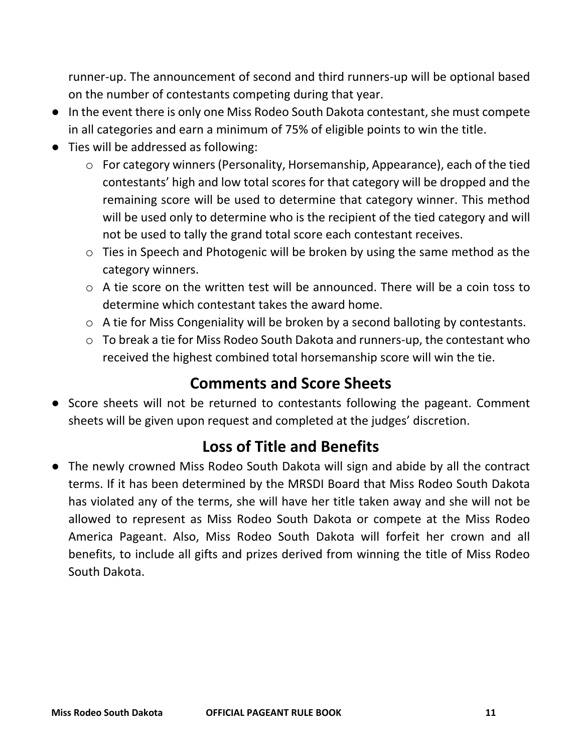runner-up. The announcement of second and third runners-up will be optional based on the number of contestants competing during that year.

- In the event there is only one Miss Rodeo South Dakota contestant, she must compete in all categories and earn a minimum of 75% of eligible points to win the title.
- Ties will be addressed as following:
  - For category winners (Personality, Horsemanship, Appearance), each of the tied contestants' high and low total scores for that category will be dropped and the remaining score will be used to determine that category winner. This method will be used only to determine who is the recipient of the tied category and will not be used to tally the grand total score each contestant receives.
  - Ties in Speech and Photogenic will be broken by using the same method as the category winners.
  - A tie score on the written test will be announced. There will be a coin toss to determine which contestant takes the award home.
  - A tie for Miss Congeniality will be broken by a second balloting by contestants.
  - To break a tie for Miss Rodeo South Dakota and runners-up, the contestant who received the highest combined total horsemanship score will win the tie.

## Comments and Score Sheets

- Score sheets will not be returned to contestants following the pageant. Comment sheets will be given upon request and completed at the judges' discretion.

## Loss of Title and Benefits

- The newly crowned Miss Rodeo South Dakota will sign and abide by all the contract terms. If it has been determined by the MRSDI Board that Miss Rodeo South Dakota has violated any of the terms, she will have her title taken away and she will not be allowed to represent as Miss Rodeo South Dakota or compete at the Miss Rodeo America Pageant. Also, Miss Rodeo South Dakota will forfeit her crown and all benefits, to include all gifts and prizes derived from winning the title of Miss Rodeo South Dakota.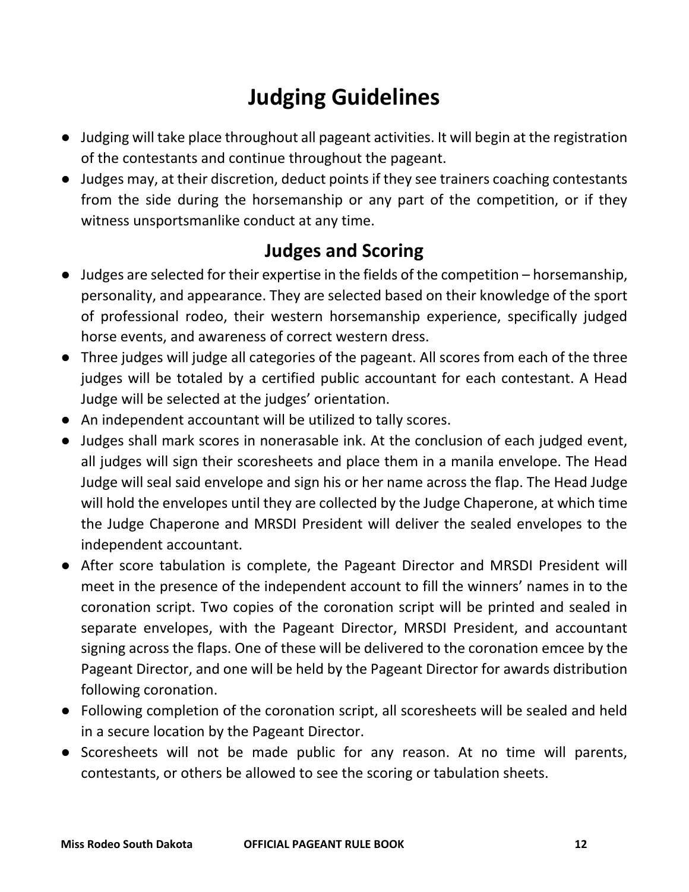# Judging Guidelines

- Judging will take place throughout all pageant activities. It will begin at the registration of the contestants and continue throughout the pageant.
- Judges may, at their discretion, deduct points if they see trainers coaching contestants from the side during the horsemanship or any part of the competition, or if they witness unsportsmanlike conduct at any time.

## Judges and Scoring

- Judges are selected for their expertise in the fields of the competition – horsemanship, personality, and appearance. They are selected based on their knowledge of the sport of professional rodeo, their western horsemanship experience, specifically judged horse events, and awareness of correct western dress.
- Three judges will judge all categories of the pageant. All scores from each of the three judges will be totaled by a certified public accountant for each contestant. A Head Judge will be selected at the judges' orientation.
- An independent accountant will be utilized to tally scores.
- Judges shall mark scores in nonerasable ink. At the conclusion of each judged event, all judges will sign their scoresheets and place them in a manila envelope. The Head Judge will seal said envelope and sign his or her name across the flap. The Head Judge will hold the envelopes until they are collected by the Judge Chaperone, at which time the Judge Chaperone and MRSDI President will deliver the sealed envelopes to the independent accountant.
- After score tabulation is complete, the Pageant Director and MRSDI President will meet in the presence of the independent account to fill the winners' names in to the coronation script. Two copies of the coronation script will be printed and sealed in separate envelopes, with the Pageant Director, MRSDI President, and accountant signing across the flaps. One of these will be delivered to the coronation emcee by the Pageant Director, and one will be held by the Pageant Director for awards distribution following coronation.
- Following completion of the coronation script, all scoresheets will be sealed and held in a secure location by the Pageant Director.
- Scoresheets will not be made public for any reason. At no time will parents, contestants, or others be allowed to see the scoring or tabulation sheets.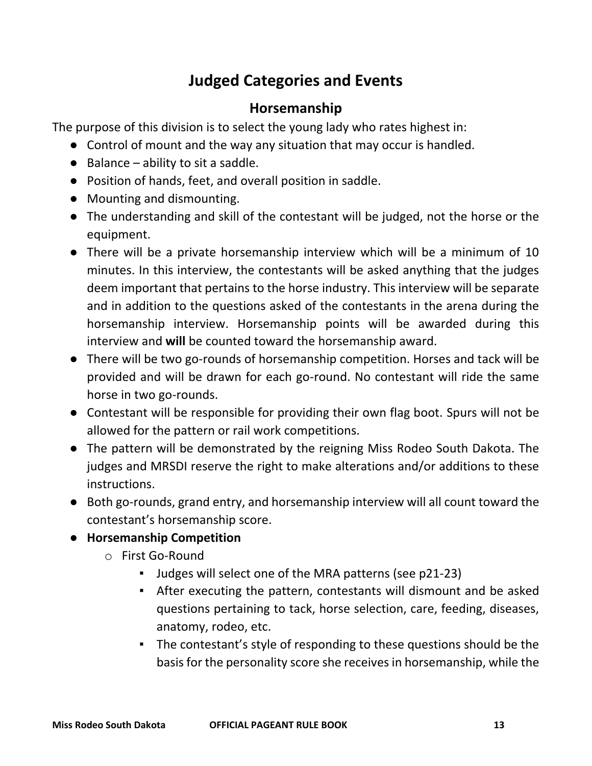# Judged Categories and Events

## Horsemanship

The purpose of this division is to select the young lady who rates highest in:

- Control of mount and the way any situation that may occur is handled.
- Balance – ability to sit a saddle.
- Position of hands, feet, and overall position in saddle.
- Mounting and dismounting.
- The understanding and skill of the contestant will be judged, not the horse or the equipment.
- There will be a private horsemanship interview which will be a minimum of 10 minutes. In this interview, the contestants will be asked anything that the judges deem important that pertains to the horse industry. This interview will be separate and in addition to the questions asked of the contestants in the arena during the horsemanship interview. Horsemanship points will be awarded during this interview and **will** be counted toward the horsemanship award.
- There will be two go-rounds of horsemanship competition. Horses and tack will be provided and will be drawn for each go-round. No contestant will ride the same horse in two go-rounds.
- Contestant will be responsible for providing their own flag boot. Spurs will not be allowed for the pattern or rail work competitions.
- The pattern will be demonstrated by the reigning Miss Rodeo South Dakota. The judges and MRSDI reserve the right to make alterations and/or additions to these instructions.
- Both go-rounds, grand entry, and horsemanship interview will all count toward the contestant's horsemanship score.
- **Horsemanship Competition**
  - First Go-Round
    - Judges will select one of the MRA patterns (see p21-23)
    - After executing the pattern, contestants will dismount and be asked questions pertaining to tack, horse selection, care, feeding, diseases, anatomy, rodeo, etc.
    - The contestant's style of responding to these questions should be the basis for the personality score she receives in horsemanship, while the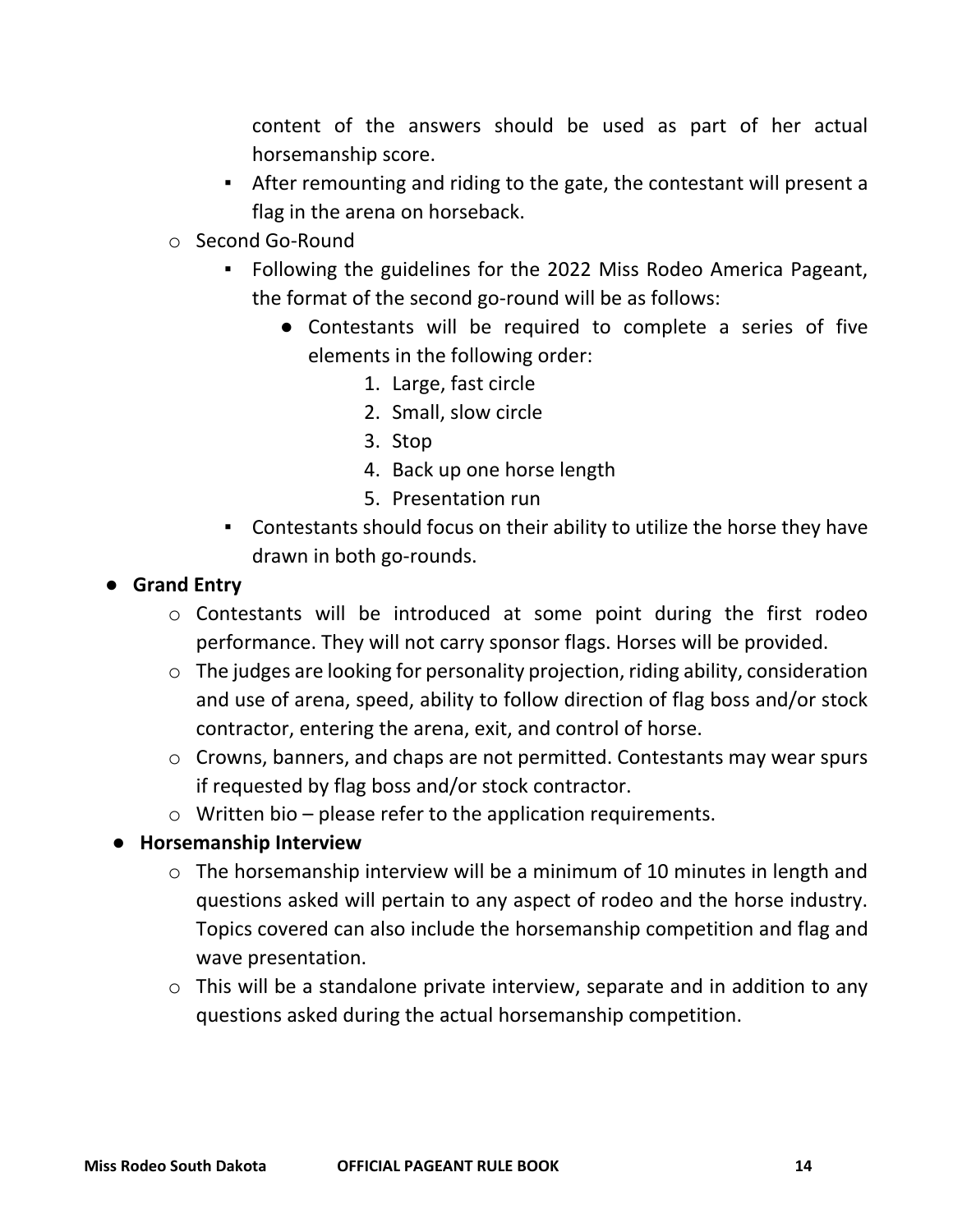- content of the answers should be used as part of her actual horsemanship score.
        - After remounting and riding to the gate, the contestant will present a flag in the arena on horseback.
    - Second Go-Round
        - Following the guidelines for the 2022 Miss Rodeo America Pageant, the format of the second go-round will be as follows:
            - Contestants will be required to complete a series of five elements in the following order:
                1. Large, fast circle
                2. Small, slow circle
                3. Stop
                4. Back up one horse length
                5. Presentation run
        - Contestants should focus on their ability to utilize the horse they have drawn in both go-rounds.

- **Grand Entry**
    - Contestants will be introduced at some point during the first rodeo performance. They will not carry sponsor flags. Horses will be provided.
    - The judges are looking for personality projection, riding ability, consideration and use of arena, speed, ability to follow direction of flag boss and/or stock contractor, entering the arena, exit, and control of horse.
    - Crowns, banners, and chaps are not permitted. Contestants may wear spurs if requested by flag boss and/or stock contractor.
    - Written bio – please refer to the application requirements.

- **Horsemanship Interview**
    - The horsemanship interview will be a minimum of 10 minutes in length and questions asked will pertain to any aspect of rodeo and the horse industry. Topics covered can also include the horsemanship competition and flag and wave presentation.
    - This will be a standalone private interview, separate and in addition to any questions asked during the actual horsemanship competition.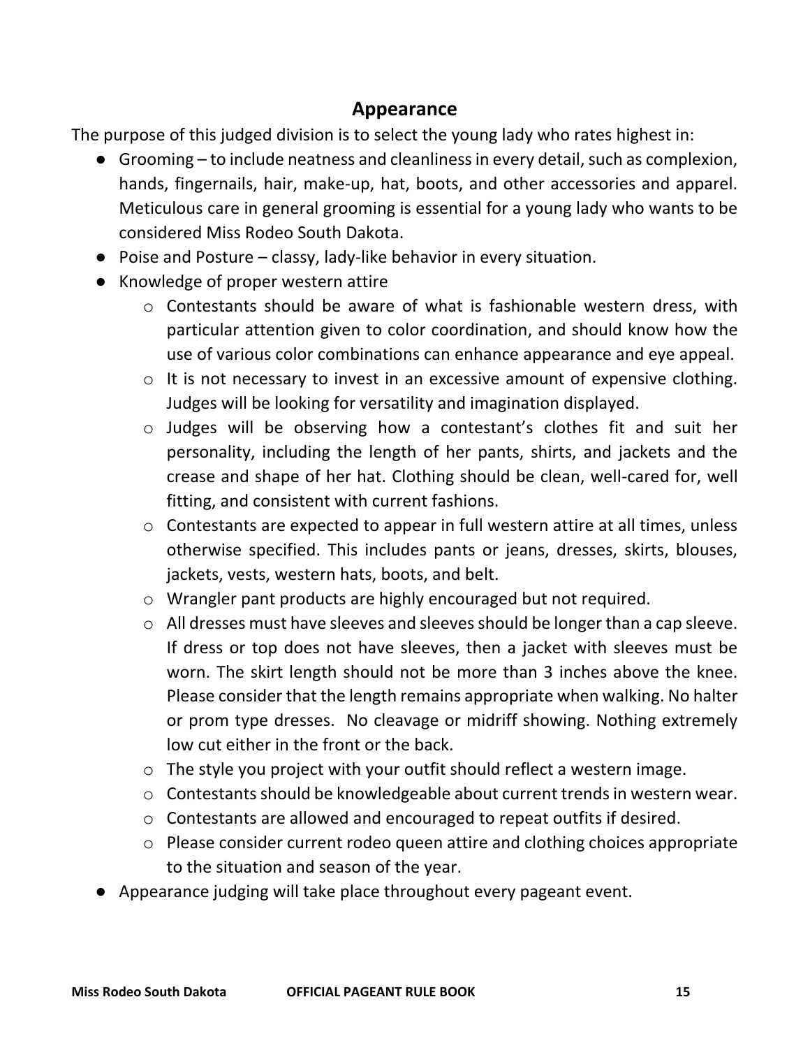## Appearance

The purpose of this judged division is to select the young lady who rates highest in:

- Grooming – to include neatness and cleanliness in every detail, such as complexion, hands, fingernails, hair, make-up, hat, boots, and other accessories and apparel. Meticulous care in general grooming is essential for a young lady who wants to be considered Miss Rodeo South Dakota.
- Poise and Posture – classy, lady-like behavior in every situation.
- Knowledge of proper western attire
  - Contestants should be aware of what is fashionable western dress, with particular attention given to color coordination, and should know how the use of various color combinations can enhance appearance and eye appeal.
  - It is not necessary to invest in an excessive amount of expensive clothing. Judges will be looking for versatility and imagination displayed.
  - Judges will be observing how a contestant's clothes fit and suit her personality, including the length of her pants, shirts, and jackets and the crease and shape of her hat. Clothing should be clean, well-cared for, well fitting, and consistent with current fashions.
  - Contestants are expected to appear in full western attire at all times, unless otherwise specified. This includes pants or jeans, dresses, skirts, blouses, jackets, vests, western hats, boots, and belt.
  - Wrangler pant products are highly encouraged but not required.
  - All dresses must have sleeves and sleeves should be longer than a cap sleeve. If dress or top does not have sleeves, then a jacket with sleeves must be worn. The skirt length should not be more than 3 inches above the knee. Please consider that the length remains appropriate when walking. No halter or prom type dresses. No cleavage or midriff showing. Nothing extremely low cut either in the front or the back.
  - The style you project with your outfit should reflect a western image.
  - Contestants should be knowledgeable about current trends in western wear.
  - Contestants are allowed and encouraged to repeat outfits if desired.
  - Please consider current rodeo queen attire and clothing choices appropriate to the situation and season of the year.
- Appearance judging will take place throughout every pageant event.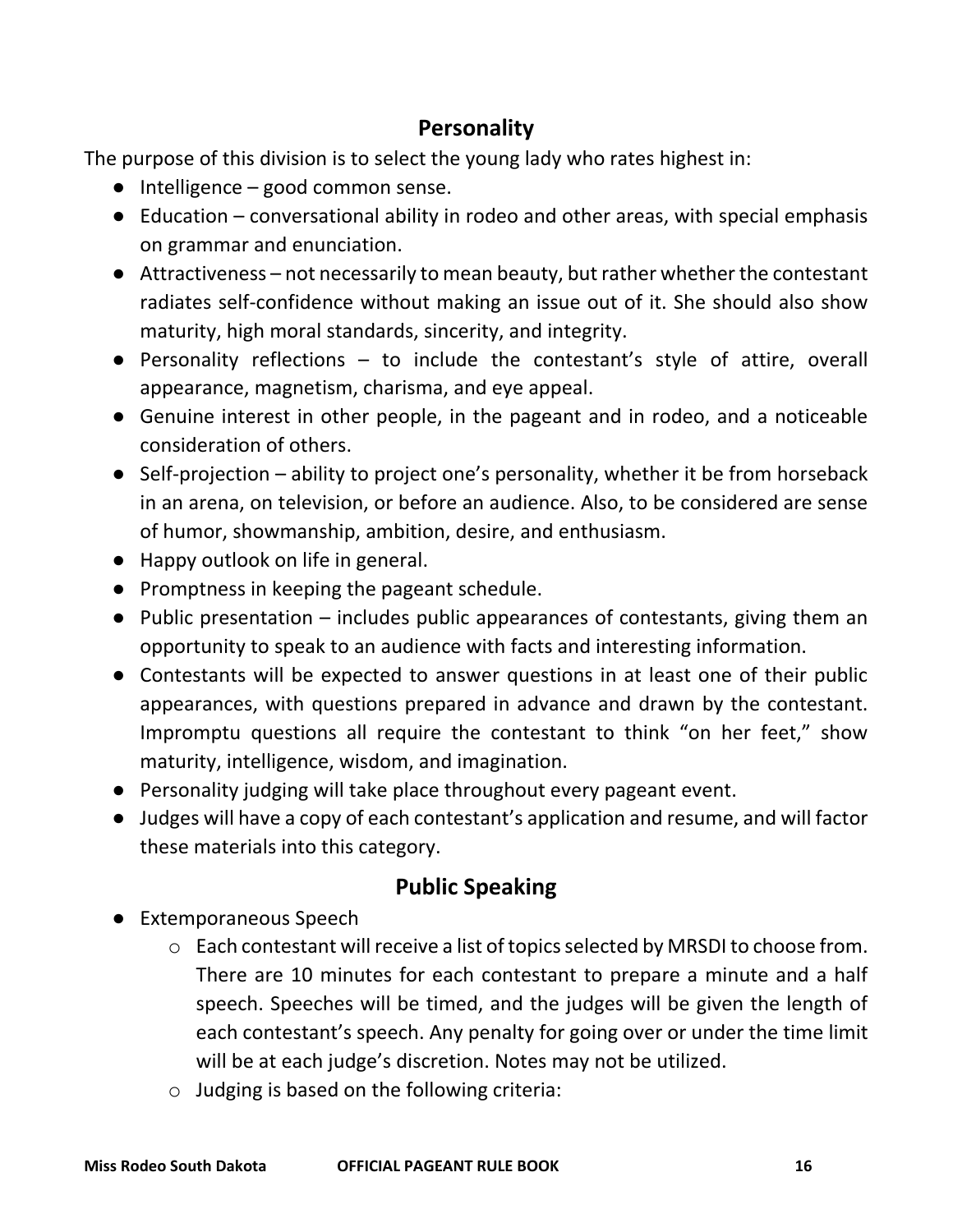## Personality

The purpose of this division is to select the young lady who rates highest in:

- Intelligence – good common sense.
- Education – conversational ability in rodeo and other areas, with special emphasis on grammar and enunciation.
- Attractiveness – not necessarily to mean beauty, but rather whether the contestant radiates self-confidence without making an issue out of it. She should also show maturity, high moral standards, sincerity, and integrity.
- Personality reflections – to include the contestant's style of attire, overall appearance, magnetism, charisma, and eye appeal.
- Genuine interest in other people, in the pageant and in rodeo, and a noticeable consideration of others.
- Self-projection – ability to project one's personality, whether it be from horseback in an arena, on television, or before an audience. Also, to be considered are sense of humor, showmanship, ambition, desire, and enthusiasm.
- Happy outlook on life in general.
- Promptness in keeping the pageant schedule.
- Public presentation – includes public appearances of contestants, giving them an opportunity to speak to an audience with facts and interesting information.
- Contestants will be expected to answer questions in at least one of their public appearances, with questions prepared in advance and drawn by the contestant. Impromptu questions all require the contestant to think "on her feet," show maturity, intelligence, wisdom, and imagination.
- Personality judging will take place throughout every pageant event.
- Judges will have a copy of each contestant's application and resume, and will factor these materials into this category.

## Public Speaking

- Extemporaneous Speech
  - Each contestant will receive a list of topics selected by MRSDI to choose from. There are 10 minutes for each contestant to prepare a minute and a half speech. Speeches will be timed, and the judges will be given the length of each contestant's speech. Any penalty for going over or under the time limit will be at each judge's discretion. Notes may not be utilized.
  - Judging is based on the following criteria: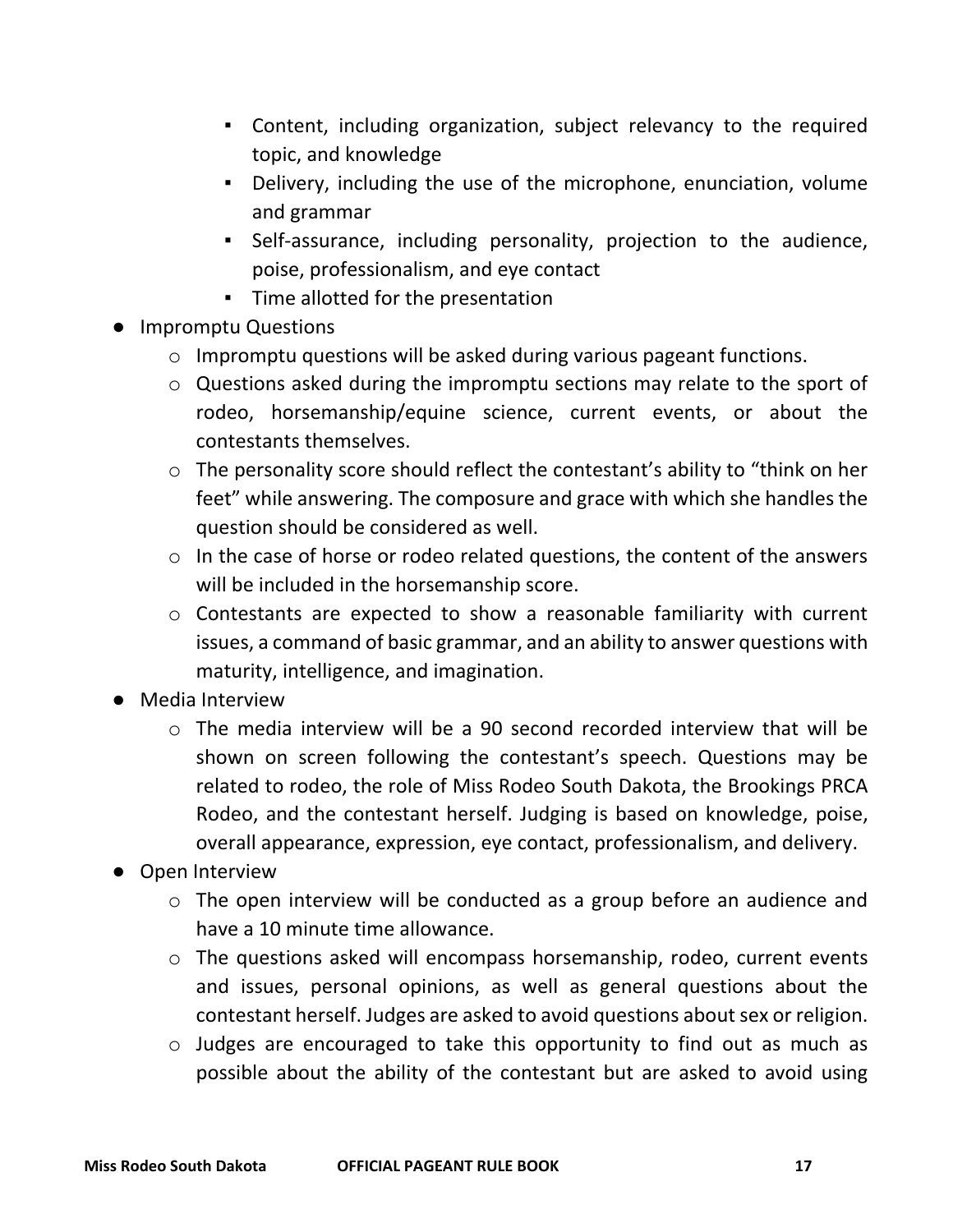- Content, including organization, subject relevancy to the required topic, and knowledge
        - Delivery, including the use of the microphone, enunciation, volume and grammar
        - Self-assurance, including personality, projection to the audience, poise, professionalism, and eye contact
        - Time allotted for the presentation

- Impromptu Questions
    - Impromptu questions will be asked during various pageant functions.
    - Questions asked during the impromptu sections may relate to the sport of rodeo, horsemanship/equine science, current events, or about the contestants themselves.
    - The personality score should reflect the contestant's ability to "think on her feet" while answering. The composure and grace with which she handles the question should be considered as well.
    - In the case of horse or rodeo related questions, the content of the answers will be included in the horsemanship score.
    - Contestants are expected to show a reasonable familiarity with current issues, a command of basic grammar, and an ability to answer questions with maturity, intelligence, and imagination.
- Media Interview
    - The media interview will be a 90 second recorded interview that will be shown on screen following the contestant's speech. Questions may be related to rodeo, the role of Miss Rodeo South Dakota, the Brookings PRCA Rodeo, and the contestant herself. Judging is based on knowledge, poise, overall appearance, expression, eye contact, professionalism, and delivery.
- Open Interview
    - The open interview will be conducted as a group before an audience and have a 10 minute time allowance.
    - The questions asked will encompass horsemanship, rodeo, current events and issues, personal opinions, as well as general questions about the contestant herself. Judges are asked to avoid questions about sex or religion.
    - Judges are encouraged to take this opportunity to find out as much as possible about the ability of the contestant but are asked to avoid using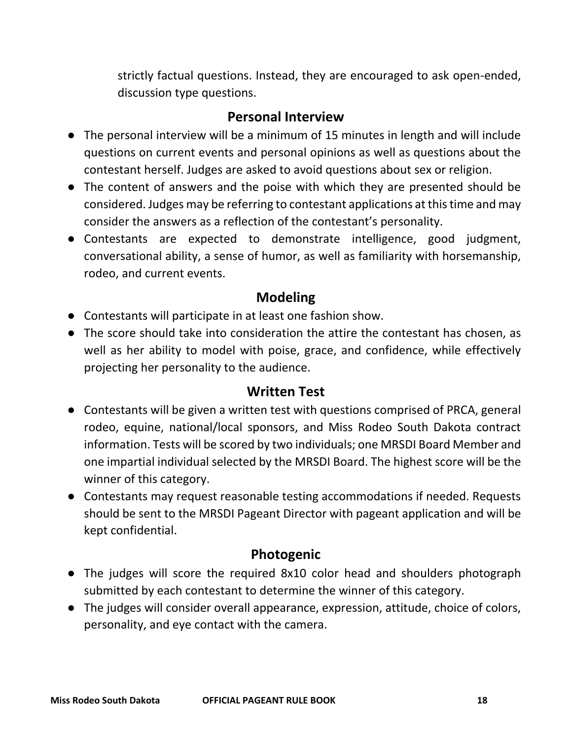strictly factual questions. Instead, they are encouraged to ask open-ended, discussion type questions.

## Personal Interview

- The personal interview will be a minimum of 15 minutes in length and will include questions on current events and personal opinions as well as questions about the contestant herself. Judges are asked to avoid questions about sex or religion.
- The content of answers and the poise with which they are presented should be considered. Judges may be referring to contestant applications at this time and may consider the answers as a reflection of the contestant's personality.
- Contestants are expected to demonstrate intelligence, good judgment, conversational ability, a sense of humor, as well as familiarity with horsemanship, rodeo, and current events.

## Modeling

- Contestants will participate in at least one fashion show.
- The score should take into consideration the attire the contestant has chosen, as well as her ability to model with poise, grace, and confidence, while effectively projecting her personality to the audience.

## Written Test

- Contestants will be given a written test with questions comprised of PRCA, general rodeo, equine, national/local sponsors, and Miss Rodeo South Dakota contract information. Tests will be scored by two individuals; one MRSDI Board Member and one impartial individual selected by the MRSDI Board. The highest score will be the winner of this category.
- Contestants may request reasonable testing accommodations if needed. Requests should be sent to the MRSDI Pageant Director with pageant application and will be kept confidential.

## Photogenic

- The judges will score the required 8x10 color head and shoulders photograph submitted by each contestant to determine the winner of this category.
- The judges will consider overall appearance, expression, attitude, choice of colors, personality, and eye contact with the camera.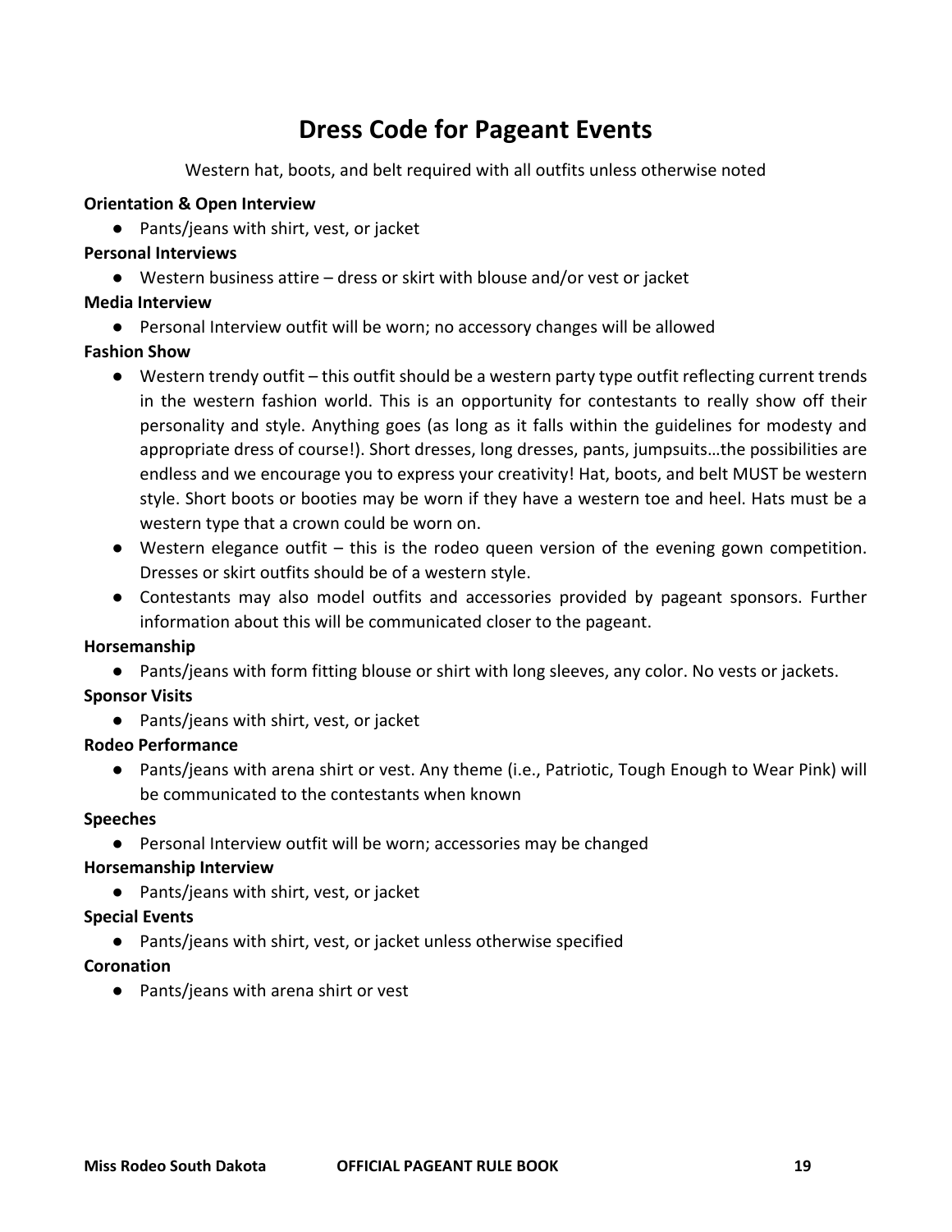# Dress Code for Pageant Events

Western hat, boots, and belt required with all outfits unless otherwise noted

**Orientation & Open Interview**

- Pants/jeans with shirt, vest, or jacket

**Personal Interviews**

- Western business attire – dress or skirt with blouse and/or vest or jacket

**Media Interview**

- Personal Interview outfit will be worn; no accessory changes will be allowed

**Fashion Show**

- Western trendy outfit – this outfit should be a western party type outfit reflecting current trends in the western fashion world. This is an opportunity for contestants to really show off their personality and style. Anything goes (as long as it falls within the guidelines for modesty and appropriate dress of course!). Short dresses, long dresses, pants, jumpsuits…the possibilities are endless and we encourage you to express your creativity! Hat, boots, and belt MUST be western style. Short boots or booties may be worn if they have a western toe and heel. Hats must be a western type that a crown could be worn on.
- Western elegance outfit – this is the rodeo queen version of the evening gown competition. Dresses or skirt outfits should be of a western style.
- Contestants may also model outfits and accessories provided by pageant sponsors. Further information about this will be communicated closer to the pageant.

**Horsemanship**

- Pants/jeans with form fitting blouse or shirt with long sleeves, any color. No vests or jackets.

**Sponsor Visits**

- Pants/jeans with shirt, vest, or jacket

**Rodeo Performance**

- Pants/jeans with arena shirt or vest. Any theme (i.e., Patriotic, Tough Enough to Wear Pink) will be communicated to the contestants when known

**Speeches**

- Personal Interview outfit will be worn; accessories may be changed

**Horsemanship Interview**

- Pants/jeans with shirt, vest, or jacket

**Special Events**

- Pants/jeans with shirt, vest, or jacket unless otherwise specified

**Coronation**

- Pants/jeans with arena shirt or vest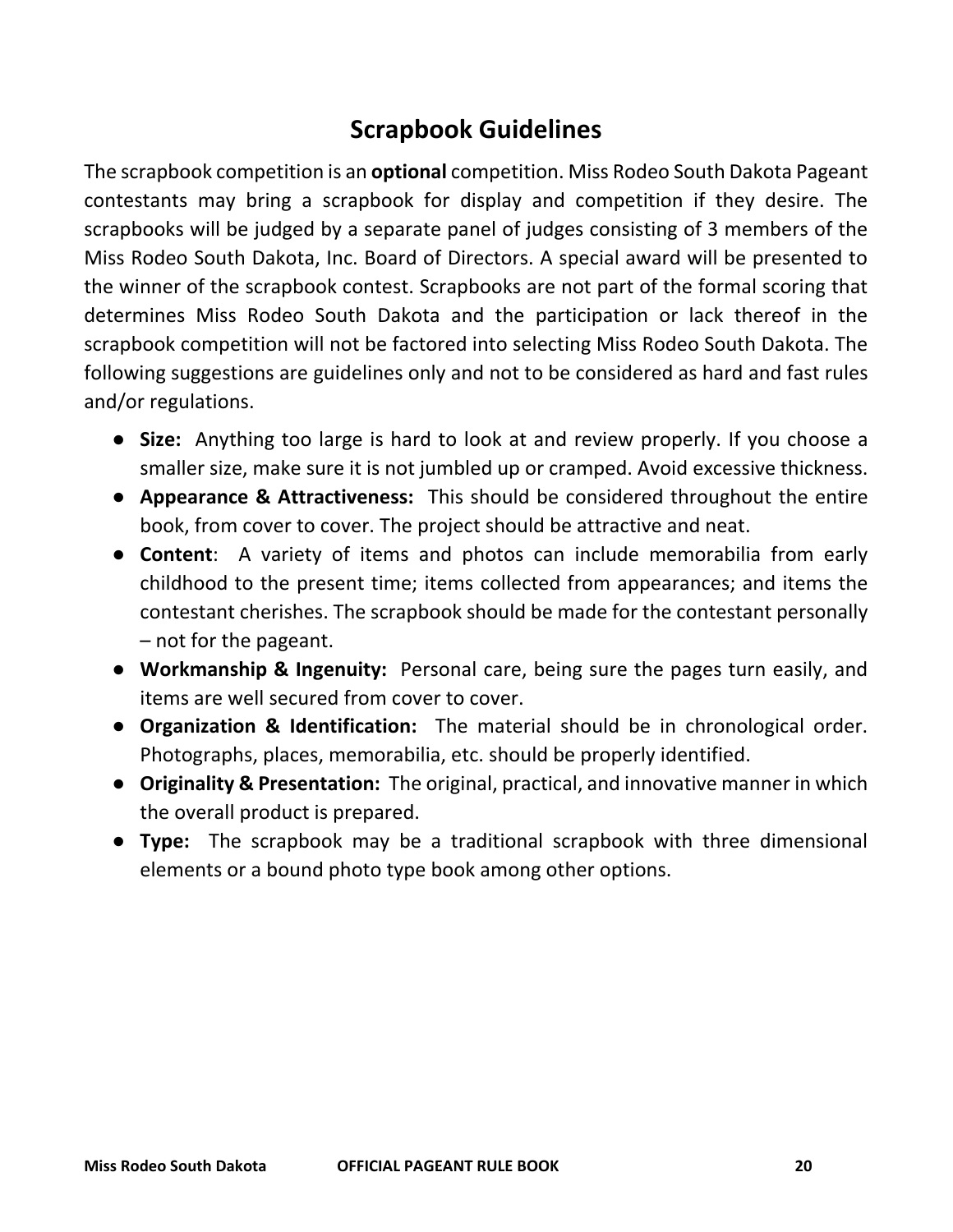# Scrapbook Guidelines

The scrapbook competition is an **optional** competition. Miss Rodeo South Dakota Pageant contestants may bring a scrapbook for display and competition if they desire. The scrapbooks will be judged by a separate panel of judges consisting of 3 members of the Miss Rodeo South Dakota, Inc. Board of Directors. A special award will be presented to the winner of the scrapbook contest. Scrapbooks are not part of the formal scoring that determines Miss Rodeo South Dakota and the participation or lack thereof in the scrapbook competition will not be factored into selecting Miss Rodeo South Dakota. The following suggestions are guidelines only and not to be considered as hard and fast rules and/or regulations.

- **Size:** Anything too large is hard to look at and review properly. If you choose a smaller size, make sure it is not jumbled up or cramped. Avoid excessive thickness.
- **Appearance & Attractiveness:** This should be considered throughout the entire book, from cover to cover. The project should be attractive and neat.
- **Content**: A variety of items and photos can include memorabilia from early childhood to the present time; items collected from appearances; and items the contestant cherishes. The scrapbook should be made for the contestant personally – not for the pageant.
- **Workmanship & Ingenuity:** Personal care, being sure the pages turn easily, and items are well secured from cover to cover.
- **Organization & Identification:** The material should be in chronological order. Photographs, places, memorabilia, etc. should be properly identified.
- **Originality & Presentation:** The original, practical, and innovative manner in which the overall product is prepared.
- **Type:** The scrapbook may be a traditional scrapbook with three dimensional elements or a bound photo type book among other options.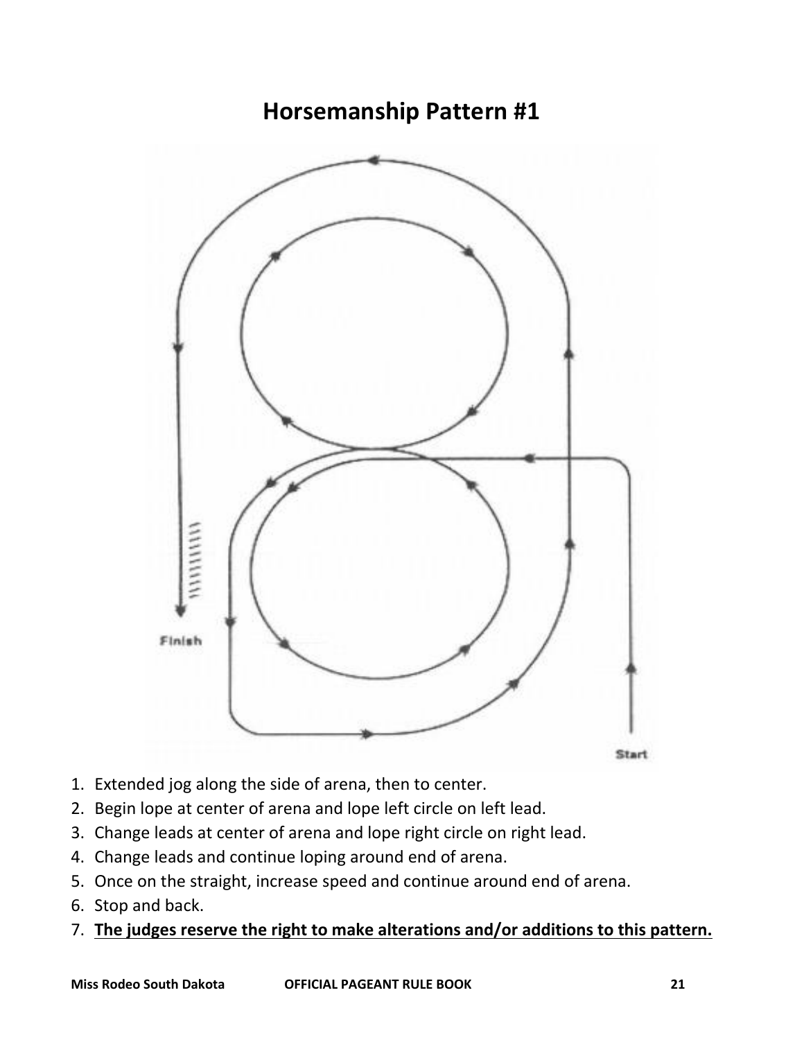# Horsemanship Pattern #1

Finish

Start

1. Extended jog along the side of arena, then to center.
2. Begin lope at center of arena and lope left circle on left lead.
3. Change leads at center of arena and lope right circle on right lead.
4. Change leads and continue loping around end of arena.
5. Once on the straight, increase speed and continue around end of arena.
6. Stop and back.
7. **<u>The judges reserve the right to make alterations and/or additions to this pattern.</u>**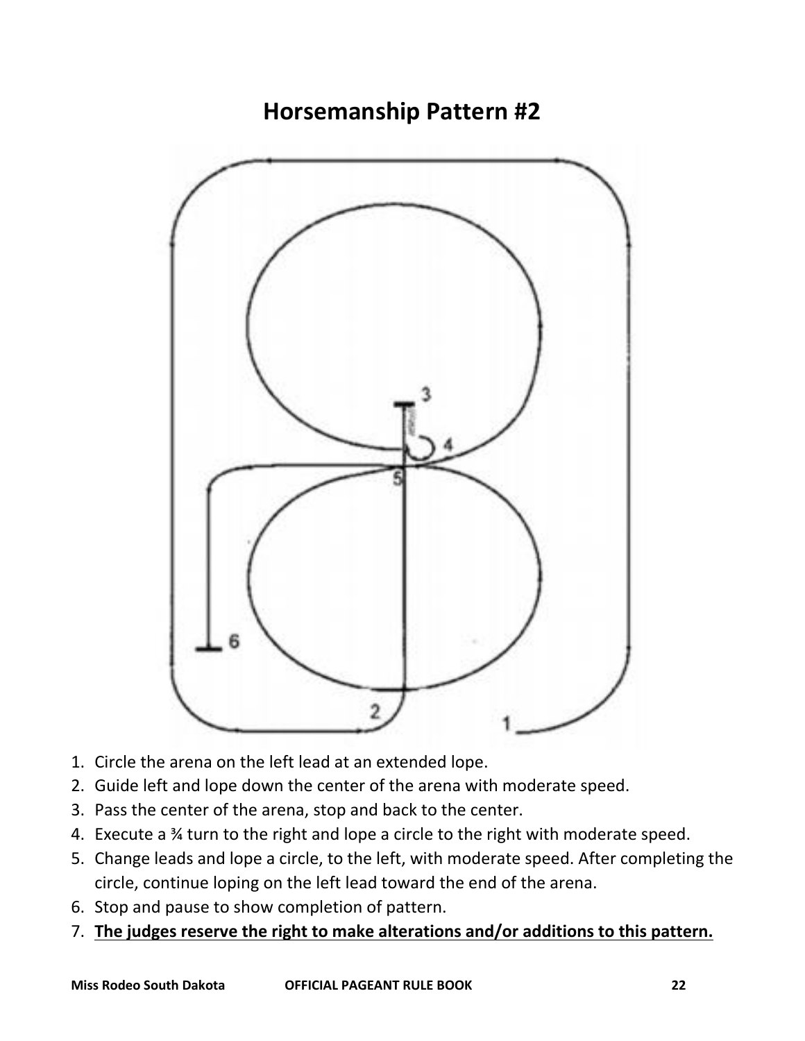# Horsemanship Pattern #2

1. Circle the arena on the left lead at an extended lope.
2. Guide left and lope down the center of the arena with moderate speed.
3. Pass the center of the arena, stop and back to the center.
4. Execute a ¾ turn to the right and lope a circle to the right with moderate speed.
5. Change leads and lope a circle, to the left, with moderate speed. After completing the circle, continue loping on the left lead toward the end of the arena.
6. Stop and pause to show completion of pattern.
7. **<u>The judges reserve the right to make alterations and/or additions to this pattern.</u>**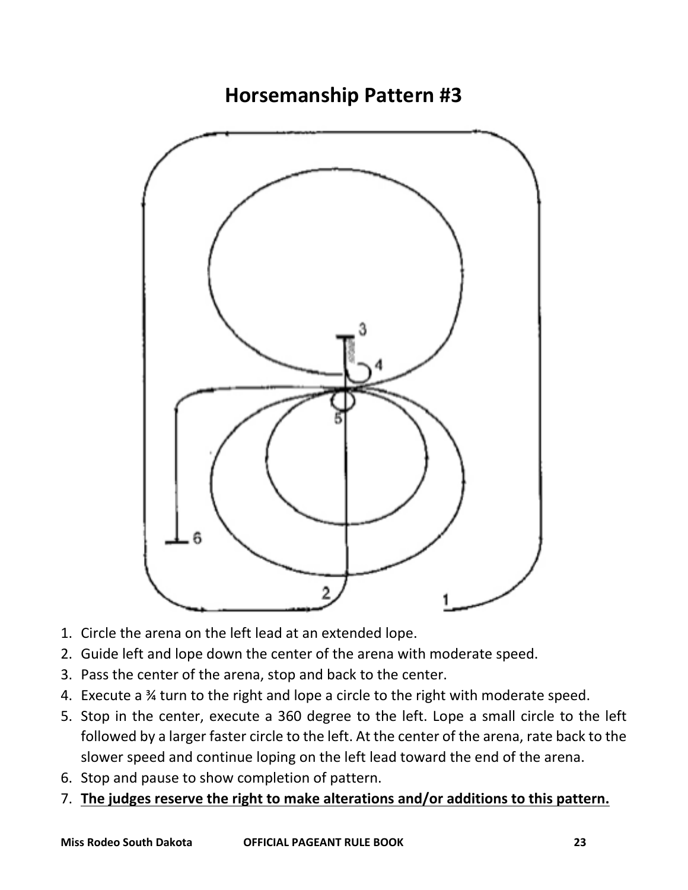# Horsemanship Pattern #3

3

4

5

6

2

1

1. Circle the arena on the left lead at an extended lope.
2. Guide left and lope down the center of the arena with moderate speed.
3. Pass the center of the arena, stop and back to the center.
4. Execute a ¾ turn to the right and lope a circle to the right with moderate speed.
5. Stop in the center, execute a 360 degree to the left. Lope a small circle to the left followed by a larger faster circle to the left. At the center of the arena, rate back to the slower speed and continue loping on the left lead toward the end of the arena.
6. Stop and pause to show completion of pattern.
7. **<u>The judges reserve the right to make alterations and/or additions to this pattern.</u>**